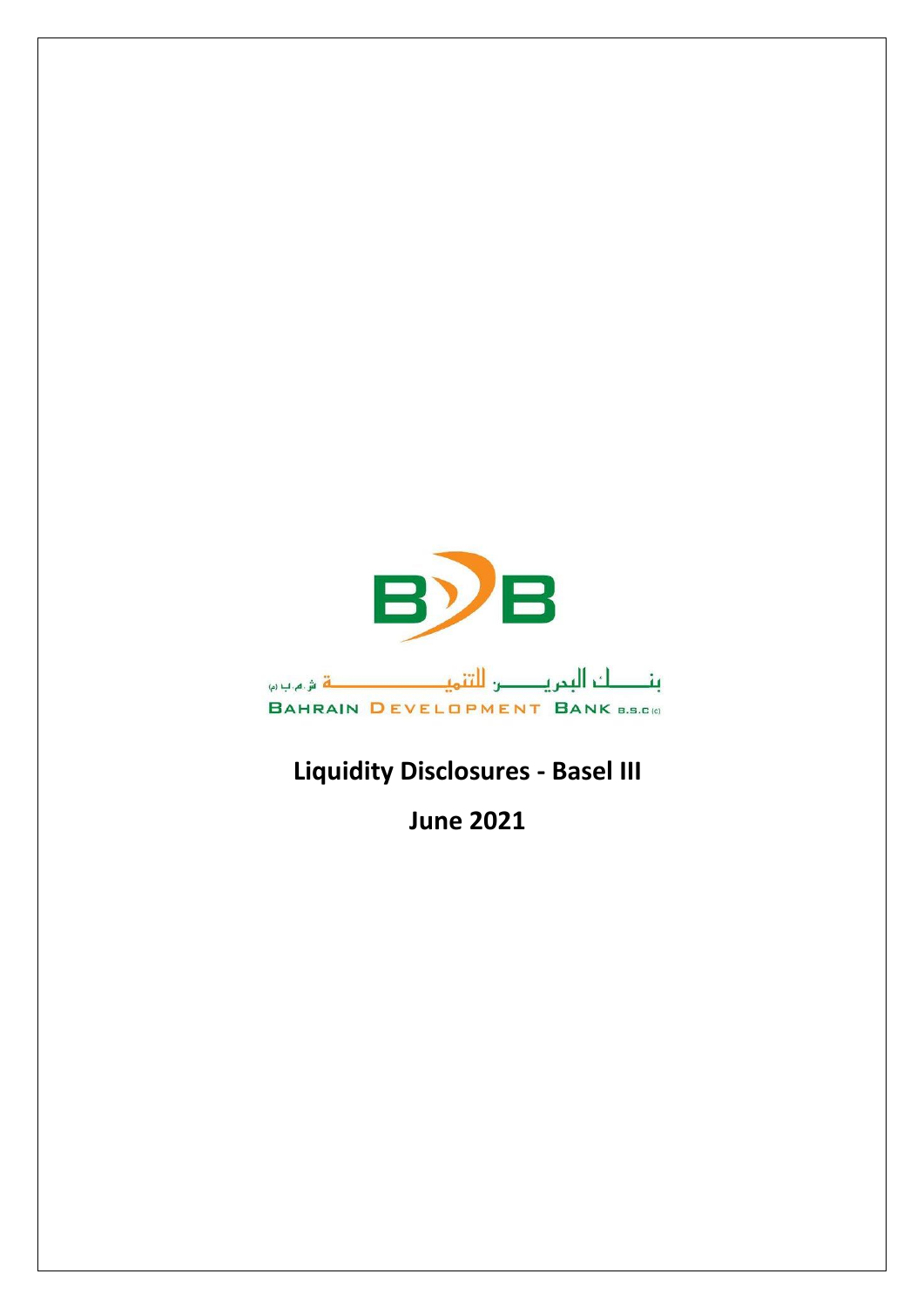بنــــك البحريـــن للتنميــــــــــــة ش.م.ب (م)

BAHRAIN DEVELOPMENT BANK B.S.C (c)

# Liquidity Disclosures - Basel III

## June 2021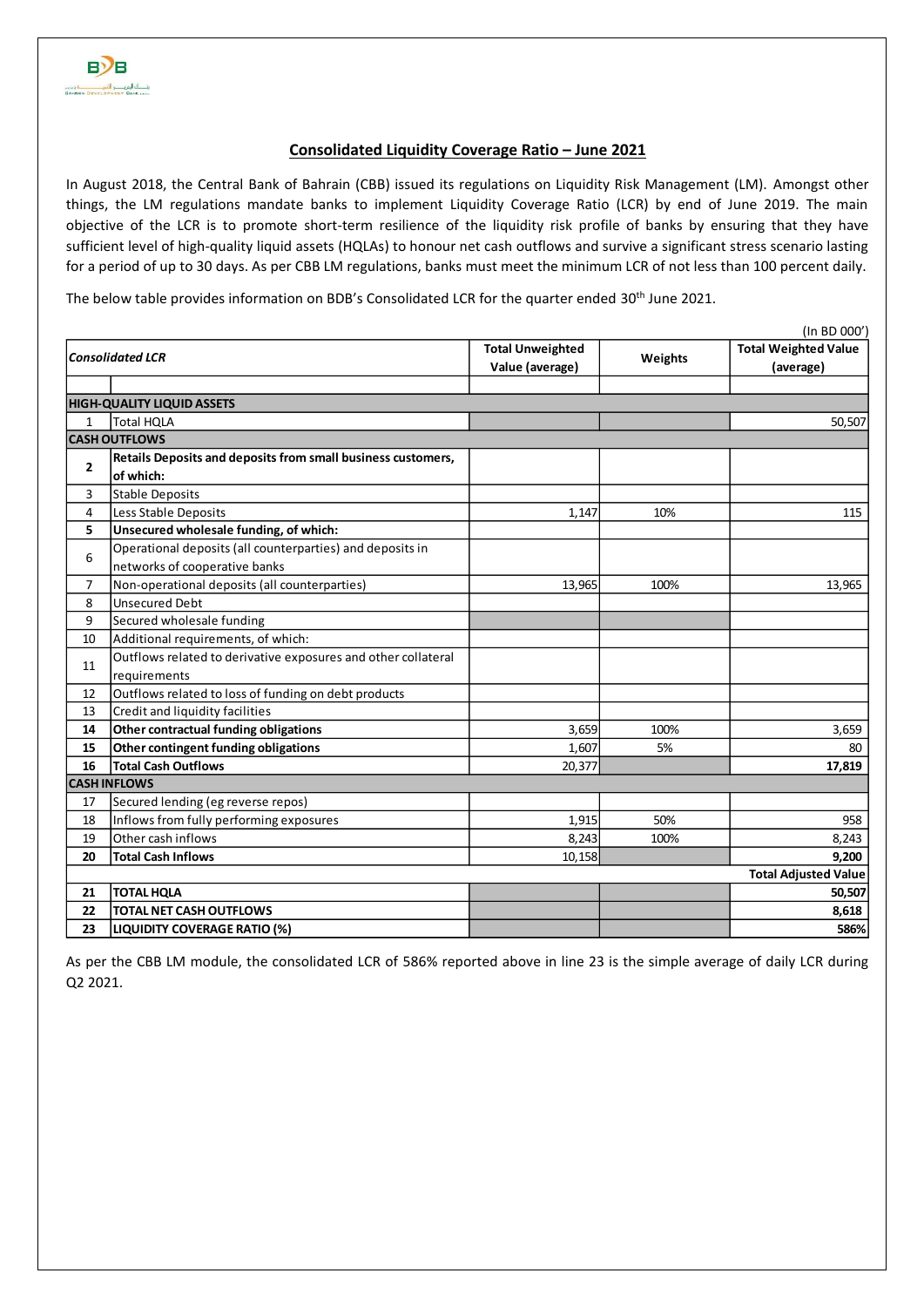## Consolidated Liquidity Coverage Ratio – June 2021

In August 2018, the Central Bank of Bahrain (CBB) issued its regulations on Liquidity Risk Management (LM). Amongst other things, the LM regulations mandate banks to implement Liquidity Coverage Ratio (LCR) by end of June 2019. The main objective of the LCR is to promote short-term resilience of the liquidity risk profile of banks by ensuring that they have sufficient level of high-quality liquid assets (HQLAs) to honour net cash outflows and survive a significant stress scenario lasting for a period of up to 30 days. As per CBB LM regulations, banks must meet the minimum LCR of not less than 100 percent daily.

The below table provides information on BDB's Consolidated LCR for the quarter ended 30th June 2021.

(In BD 000')

| *Consolidated LCR* | | Total Unweighted Value (average) | Weights | Total Weighted Value (average) |
|---|---|---|---|---|
| | | | | |
| **HIGH-QUALITY LIQUID ASSETS** | | | | |
| 1 | Total HQLA | | | 50,507 |
| **CASH OUTFLOWS** | | | | |
| **2** | **Retails Deposits and deposits from small business customers, of which:** | | | |
| 3 | Stable Deposits | | | |
| 4 | Less Stable Deposits | 1,147 | 10% | 115 |
| **5** | **Unsecured wholesale funding, of which:** | | | |
| 6 | Operational deposits (all counterparties) and deposits in networks of cooperative banks | | | |
| 7 | Non-operational deposits (all counterparties) | 13,965 | 100% | 13,965 |
| 8 | Unsecured Debt | | | |
| 9 | Secured wholesale funding | | | |
| 10 | Additional requirements, of which: | | | |
| 11 | Outflows related to derivative exposures and other collateral requirements | | | |
| 12 | Outflows related to loss of funding on debt products | | | |
| 13 | Credit and liquidity facilities | | | |
| **14** | **Other contractual funding obligations** | 3,659 | 100% | 3,659 |
| **15** | **Other contingent funding obligations** | 1,607 | 5% | 80 |
| **16** | **Total Cash Outflows** | 20,377 | | **17,819** |
| **CASH INFLOWS** | | | | |
| 17 | Secured lending (eg reverse repos) | | | |
| 18 | Inflows from fully performing exposures | 1,915 | 50% | 958 |
| 19 | Other cash inflows | 8,243 | 100% | 8,243 |
| **20** | **Total Cash Inflows** | 10,158 | | **9,200** |
| | | | | **Total Adjusted Value** |
| **21** | **TOTAL HQLA** | | | **50,507** |
| **22** | **TOTAL NET CASH OUTFLOWS** | | | **8,618** |
| **23** | **LIQUIDITY COVERAGE RATIO (%)** | | | **586%** |

As per the CBB LM module, the consolidated LCR of 586% reported above in line 23 is the simple average of daily LCR during Q2 2021.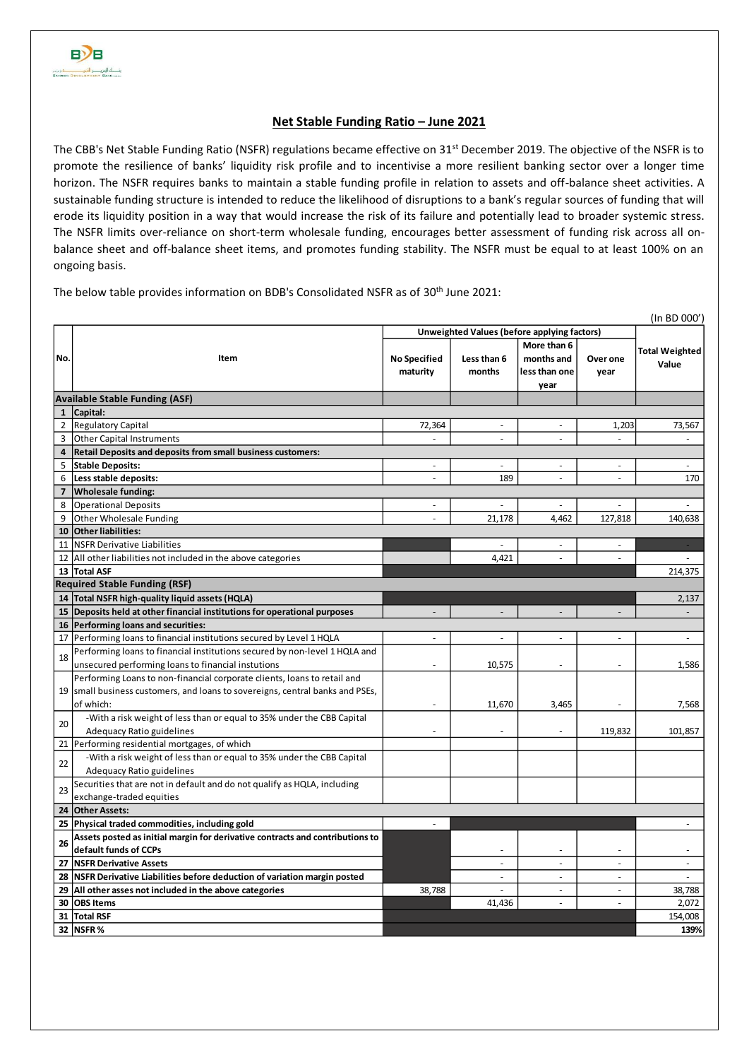## Net Stable Funding Ratio – June 2021

The CBB's Net Stable Funding Ratio (NSFR) regulations became effective on 31st December 2019. The objective of the NSFR is to promote the resilience of banks' liquidity risk profile and to incentivise a more resilient banking sector over a longer time horizon. The NSFR requires banks to maintain a stable funding profile in relation to assets and off-balance sheet activities. A sustainable funding structure is intended to reduce the likelihood of disruptions to a bank's regular sources of funding that will erode its liquidity position in a way that would increase the risk of its failure and potentially lead to broader systemic stress. The NSFR limits over-reliance on short-term wholesale funding, encourages better assessment of funding risk across all on-balance sheet and off-balance sheet items, and promotes funding stability. The NSFR must be equal to at least 100% on an ongoing basis.

The below table provides information on BDB's Consolidated NSFR as of 30th June 2021:

(In BD 000')

| No. | Item | Unweighted Values (before applying factors) | | | | Total Weighted Value |
|---|---|---|---|---|---|---|
| | | No Specified maturity | Less than 6 months | More than 6 months and less than one year | Over one year | |
| | **Available Stable Funding (ASF)** | | | | | |
| 1 | **Capital:** | | | | | |
| 2 | Regulatory Capital | 72,364 | - | - | 1,203 | 73,567 |
| 3 | Other Capital Instruments | - | - | - | - | - |
| 4 | **Retail Deposits and deposits from small business customers:** | | | | | |
| 5 | **Stable Deposits:** | - | - | - | - | - |
| 6 | **Less stable deposits:** | - | 189 | - | - | 170 |
| 7 | **Wholesale funding:** | | | | | |
| 8 | Operational Deposits | - | - | - | - | - |
| 9 | Other Wholesale Funding | - | 21,178 | 4,462 | 127,818 | 140,638 |
| 10 | **Other liabilities:** | | | | | |
| 11 | NSFR Derivative Liabilities | | - | - | - | - |
| 12 | All other liabilities not included in the above categories | | 4,421 | - | - | - |
| 13 | **Total ASF** | | | | | 214,375 |
| | **Required Stable Funding (RSF)** | | | | | |
| 14 | **Total NSFR high-quality liquid assets (HQLA)** | | | | | 2,137 |
| 15 | **Deposits held at other financial institutions for operational purposes** | - | - | - | - | - |
| 16 | **Performing loans and securities:** | | | | | |
| 17 | Performing loans to financial institutions secured by Level 1 HQLA | - | - | - | - | - |
| 18 | Performing loans to financial institutions secured by non-level 1 HQLA and unsecured performing loans to financial instutions | - | 10,575 | - | - | 1,586 |
| 19 | Performing Loans to non-financial corporate clients, loans to retail and small business customers, and loans to sovereigns, central banks and PSEs, of which: | - | 11,670 | 3,465 | - | 7,568 |
| 20 | -With a risk weight of less than or equal to 35% under the CBB Capital Adequacy Ratio guidelines | - | - | - | 119,832 | 101,857 |
| 21 | Performing residential mortgages, of which | | | | | |
| 22 | -With a risk weight of less than or equal to 35% under the CBB Capital Adequacy Ratio guidelines | | | | | |
| 23 | Securities that are not in default and do not qualify as HQLA, including exchange-traded equities | | | | | |
| 24 | **Other Assets:** | | | | | |
| 25 | **Physical traded commodities, including gold** | - | | | | - |
| 26 | **Assets posted as initial margin for derivative contracts and contributions to default funds of CCPs** | | - | - | - | - |
| 27 | **NSFR Derivative Assets** | | - | - | - | - |
| 28 | **NSFR Derivative Liabilities before deduction of variation margin posted** | | - | - | - | - |
| 29 | **All other asses not included in the above categories** | 38,788 | - | - | - | 38,788 |
| 30 | **OBS Items** | | 41,436 | - | - | 2,072 |
| 31 | **Total RSF** | | | | | 154,008 |
| 32 | **NSFR %** | | | | | **139%** |